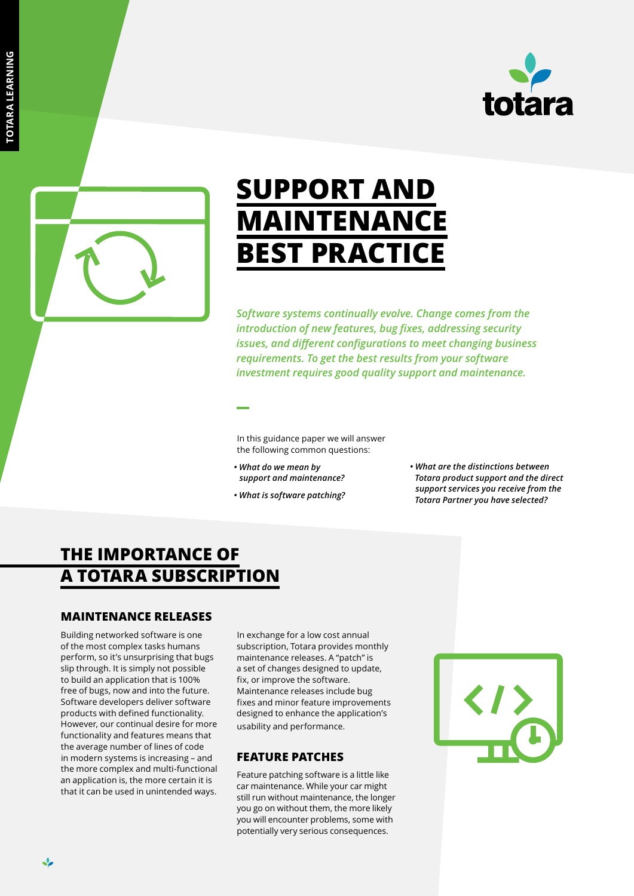# SUPPORT AND MAINTENANCE BEST PRACTICE

*Software systems continually evolve. Change comes from the introduction of new features, bug fixes, addressing security issues, and different configurations to meet changing business requirements. To get the best results from your software investment requires good quality support and maintenance.*

In this guidance paper we will answer the following common questions:

- *What do we mean by support and maintenance?*
- *What is software patching?*
- *What are the distinctions between Totara product support and the direct support services you receive from the Totara Partner you have selected?*

## THE IMPORTANCE OF A TOTARA SUBSCRIPTION

### MAINTENANCE RELEASES

Building networked software is one of the most complex tasks humans perform, so it's unsurprising that bugs slip through. It is simply not possible to build an application that is 100% free of bugs, now and into the future. Software developers deliver software products with defined functionality. However, our continual desire for more functionality and features means that the average number of lines of code in modern systems is increasing – and the more complex and multi-functional an application is, the more certain it is that it can be used in unintended ways.

In exchange for a low cost annual subscription, Totara provides monthly maintenance releases. A "patch" is a set of changes designed to update, fix, or improve the software. Maintenance releases include bug fixes and minor feature improvements designed to enhance the application's usability and performance.

### FEATURE PATCHES

Feature patching software is a little like car maintenance. While your car might still run without maintenance, the longer you go on without them, the more likely you will encounter problems, some with potentially very serious consequences.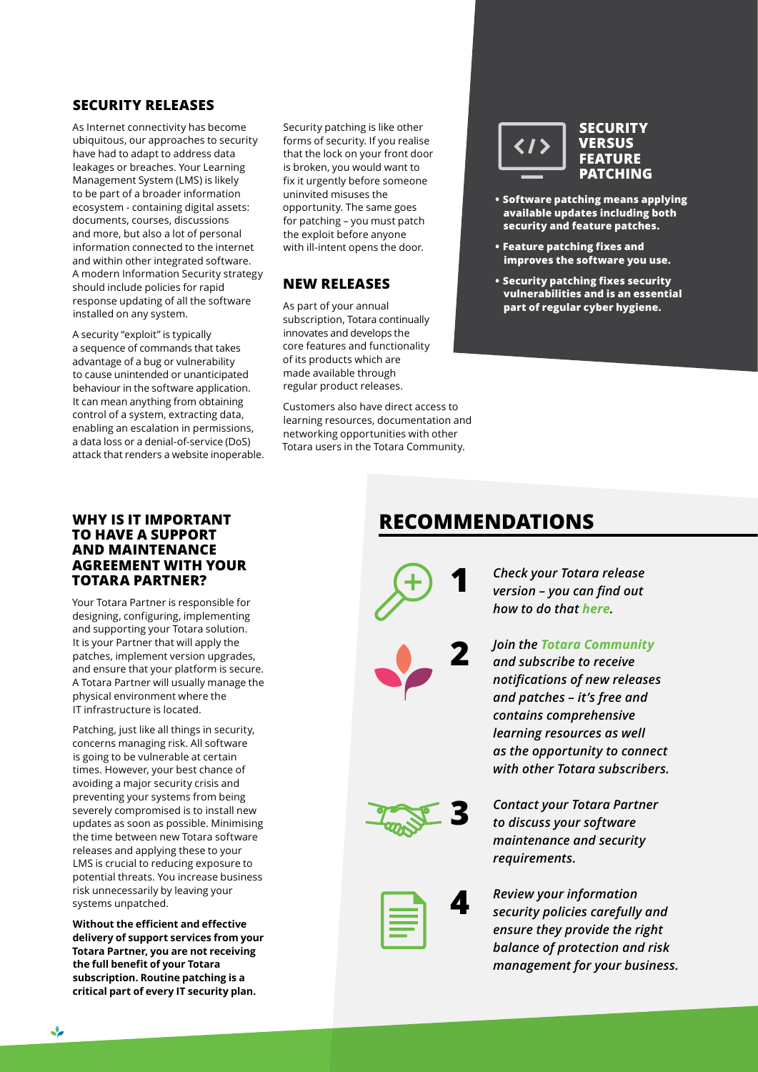## SECURITY RELEASES

As Internet connectivity has become ubiquitous, our approaches to security have had to adapt to address data leakages or breaches. Your Learning Management System (LMS) is likely to be part of a broader information ecosystem - containing digital assets: documents, courses, discussions and more, but also a lot of personal information connected to the internet and within other integrated software. A modern Information Security strategy should include policies for rapid response updating of all the software installed on any system.

A security "exploit" is typically a sequence of commands that takes advantage of a bug or vulnerability to cause unintended or unanticipated behaviour in the software application. It can mean anything from obtaining control of a system, extracting data, enabling an escalation in permissions, a data loss or a denial-of-service (DoS) attack that renders a website inoperable.

Security patching is like other forms of security. If you realise that the lock on your front door is broken, you would want to fix it urgently before someone uninvited misuses the opportunity. The same goes for patching – you must patch the exploit before anyone with ill-intent opens the door.

## NEW RELEASES

As part of your annual subscription, Totara continually innovates and develops the core features and functionality of its products which are made available through regular product releases.

Customers also have direct access to learning resources, documentation and networking opportunities with other Totara users in the Totara Community.

## SECURITY VERSUS FEATURE PATCHING

- **Software patching means applying available updates including both security and feature patches.**
- **Feature patching fixes and improves the software you use.**
- **Security patching fixes security vulnerabilities and is an essential part of regular cyber hygiene.**

## WHY IS IT IMPORTANT TO HAVE A SUPPORT AND MAINTENANCE AGREEMENT WITH YOUR TOTARA PARTNER?

Your Totara Partner is responsible for designing, configuring, implementing and supporting your Totara solution. It is your Partner that will apply the patches, implement version upgrades, and ensure that your platform is secure. A Totara Partner will usually manage the physical environment where the IT infrastructure is located.

Patching, just like all things in security, concerns managing risk. All software is going to be vulnerable at certain times. However, your best chance of avoiding a major security crisis and preventing your systems from being severely compromised is to install new updates as soon as possible. Minimising the time between new Totara software releases and applying these to your LMS is crucial to reducing exposure to potential threats. You increase business risk unnecessarily by leaving your systems unpatched.

**Without the efficient and effective delivery of support services from your Totara Partner, you are not receiving the full benefit of your Totara subscription. Routine patching is a critical part of every IT security plan.**

## RECOMMENDATIONS

**1** *Check your Totara release version – you can find out how to do that **here**.*

**2** *Join the **Totara Community** and subscribe to receive notifications of new releases and patches – it's free and contains comprehensive learning resources as well as the opportunity to connect with other Totara subscribers.*

**3** *Contact your Totara Partner to discuss your software maintenance and security requirements.*

**4** *Review your information security policies carefully and ensure they provide the right balance of protection and risk management for your business.*